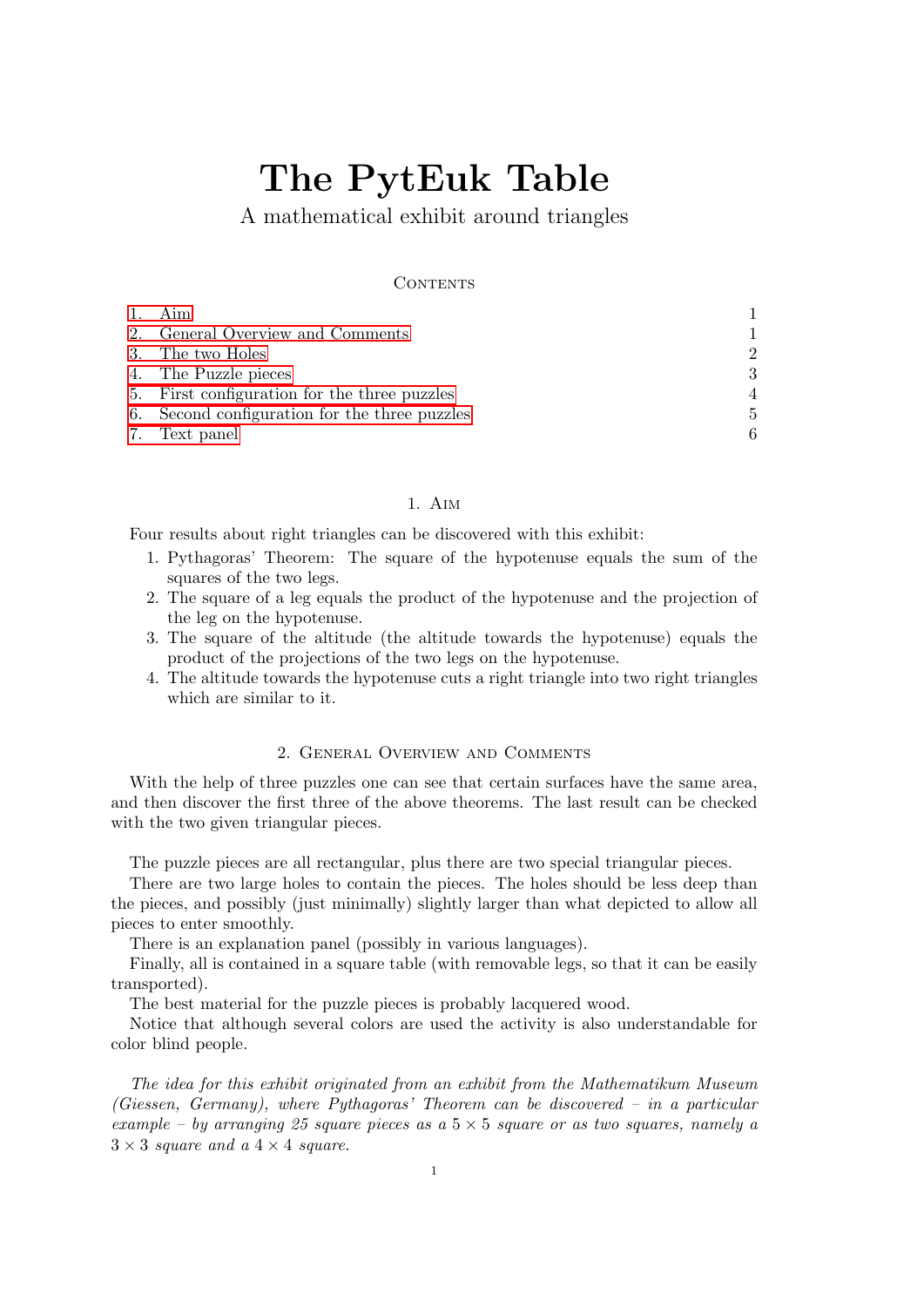# The PytEuk Table

A mathematical exhibit around triangles

Contents

1. Aim — 1
2. General Overview and Comments — 1
3. The two Holes — 2
4. The Puzzle pieces — 3
5. First configuration for the three puzzles — 4
6. Second configuration for the three puzzles — 5
7. Text panel — 6

## 1. Aim

Four results about right triangles can be discovered with this exhibit:

1. Pythagoras' Theorem: The square of the hypotenuse equals the sum of the squares of the two legs.
2. The square of a leg equals the product of the hypotenuse and the projection of the leg on the hypotenuse.
3. The square of the altitude (the altitude towards the hypotenuse) equals the product of the projections of the two legs on the hypotenuse.
4. The altitude towards the hypotenuse cuts a right triangle into two right triangles which are similar to it.

## 2. General Overview and Comments

With the help of three puzzles one can see that certain surfaces have the same area, and then discover the first three of the above theorems. The last result can be checked with the two given triangular pieces.

The puzzle pieces are all rectangular, plus there are two special triangular pieces.

There are two large holes to contain the pieces. The holes should be less deep than the pieces, and possibly (just minimally) slightly larger than what depicted to allow all pieces to enter smoothly.

There is an explanation panel (possibly in various languages).

Finally, all is contained in a square table (with removable legs, so that it can be easily transported).

The best material for the puzzle pieces is probably lacquered wood.

Notice that although several colors are used the activity is also understandable for color blind people.

*The idea for this exhibit originated from an exhibit from the Mathematikum Museum (Giessen, Germany), where Pythagoras' Theorem can be discovered – in a particular example – by arranging 25 square pieces as a $5 \times 5$ square or as two squares, namely a $3 \times 3$ square and a $4 \times 4$ square.*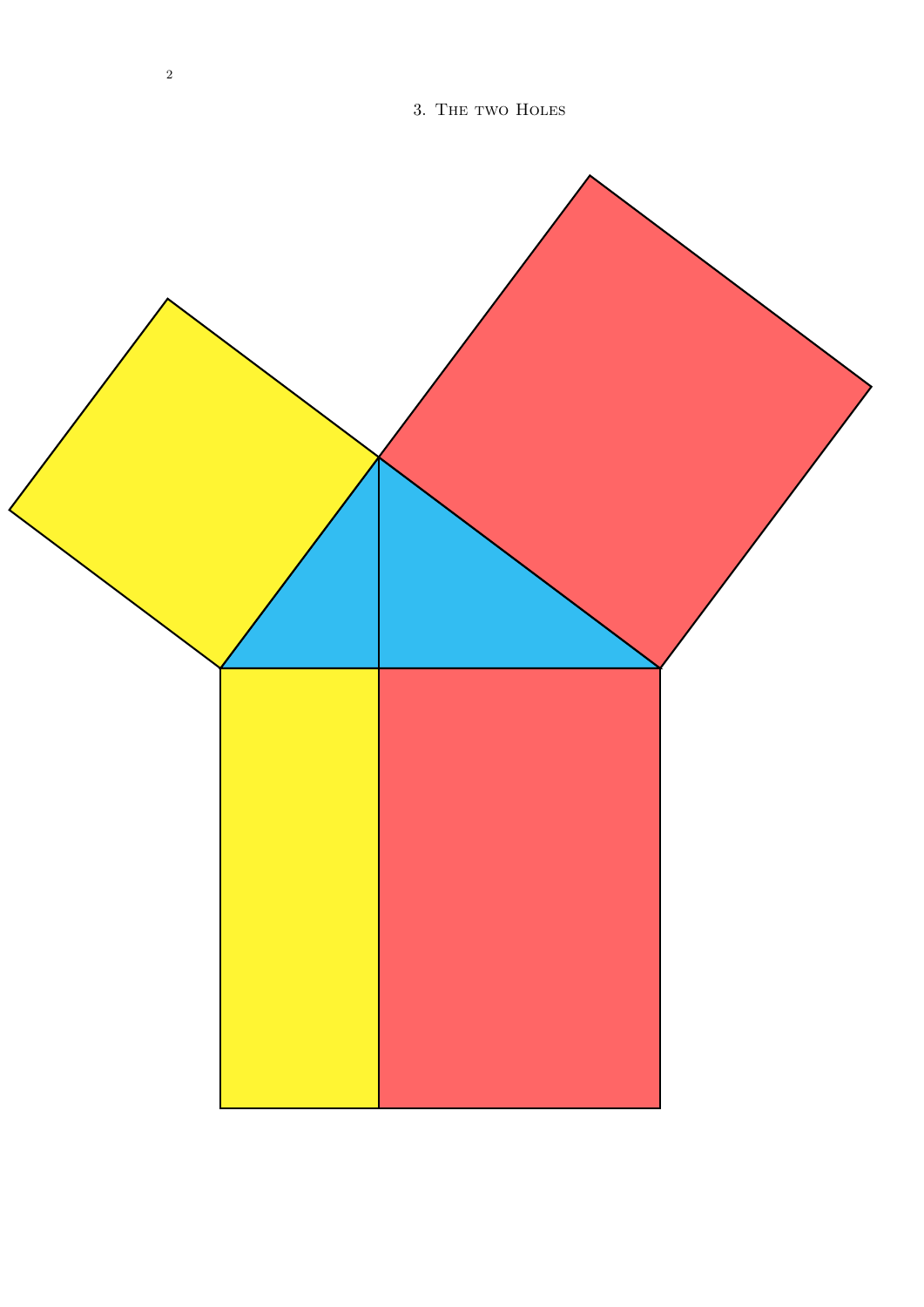## 3. The two Holes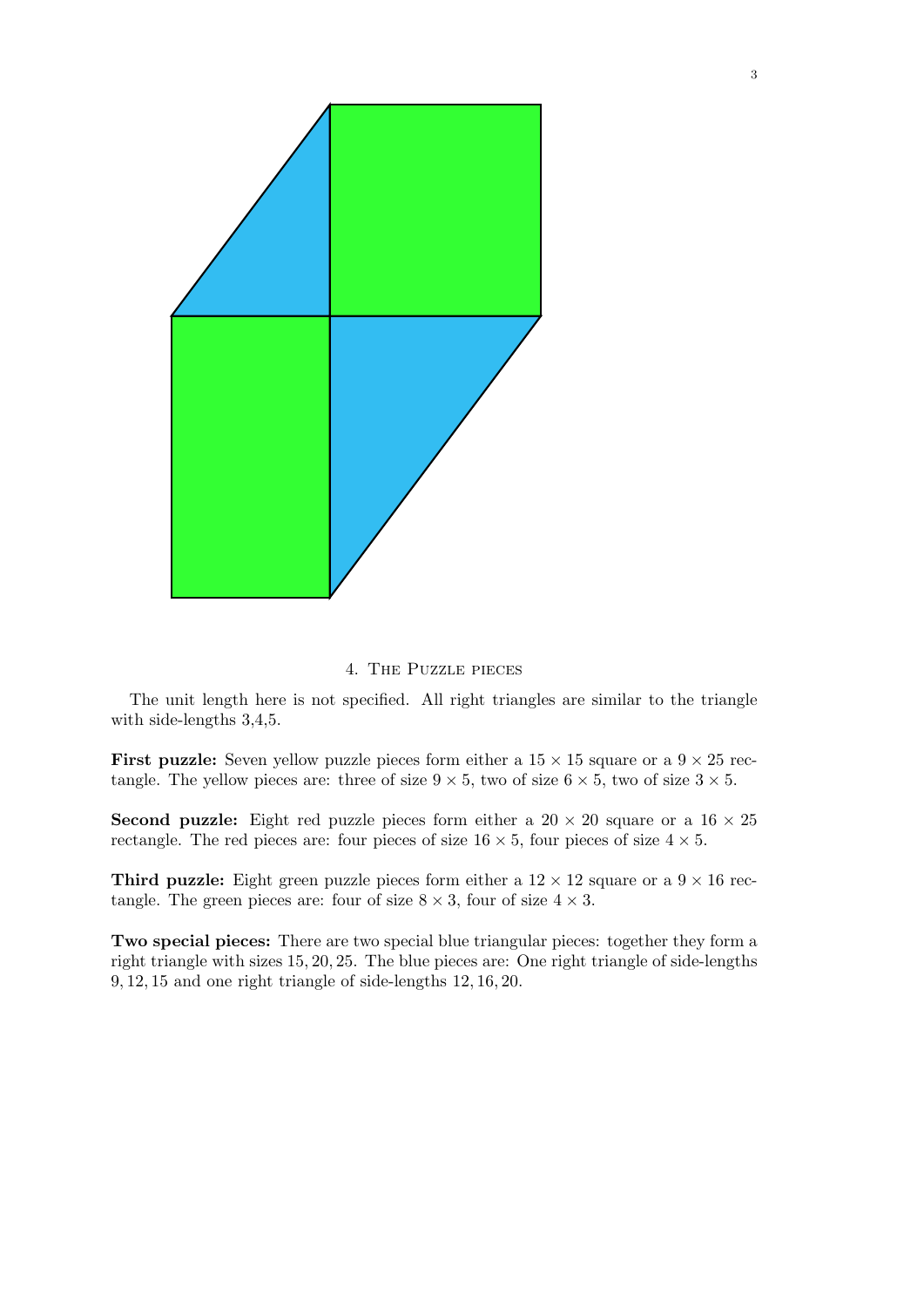## 4. The Puzzle pieces

The unit length here is not specified. All right triangles are similar to the triangle with side-lengths 3,4,5.

**First puzzle:** Seven yellow puzzle pieces form either a $15 \times 15$ square or a $9 \times 25$ rectangle. The yellow pieces are: three of size $9 \times 5$, two of size $6 \times 5$, two of size $3 \times 5$.

**Second puzzle:** Eight red puzzle pieces form either a $20 \times 20$ square or a $16 \times 25$ rectangle. The red pieces are: four pieces of size $16 \times 5$, four pieces of size $4 \times 5$.

**Third puzzle:** Eight green puzzle pieces form either a $12 \times 12$ square or a $9 \times 16$ rectangle. The green pieces are: four of size $8 \times 3$, four of size $4 \times 3$.

**Two special pieces:** There are two special blue triangular pieces: together they form a right triangle with sizes $15, 20, 25$. The blue pieces are: One right triangle of side-lengths $9, 12, 15$ and one right triangle of side-lengths $12, 16, 20$.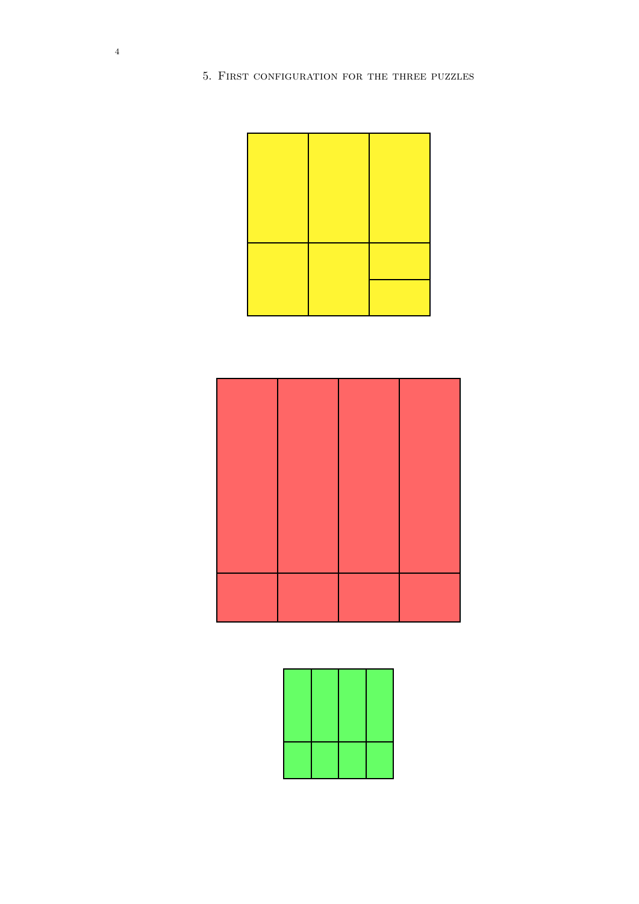## 5. First configuration for the three puzzles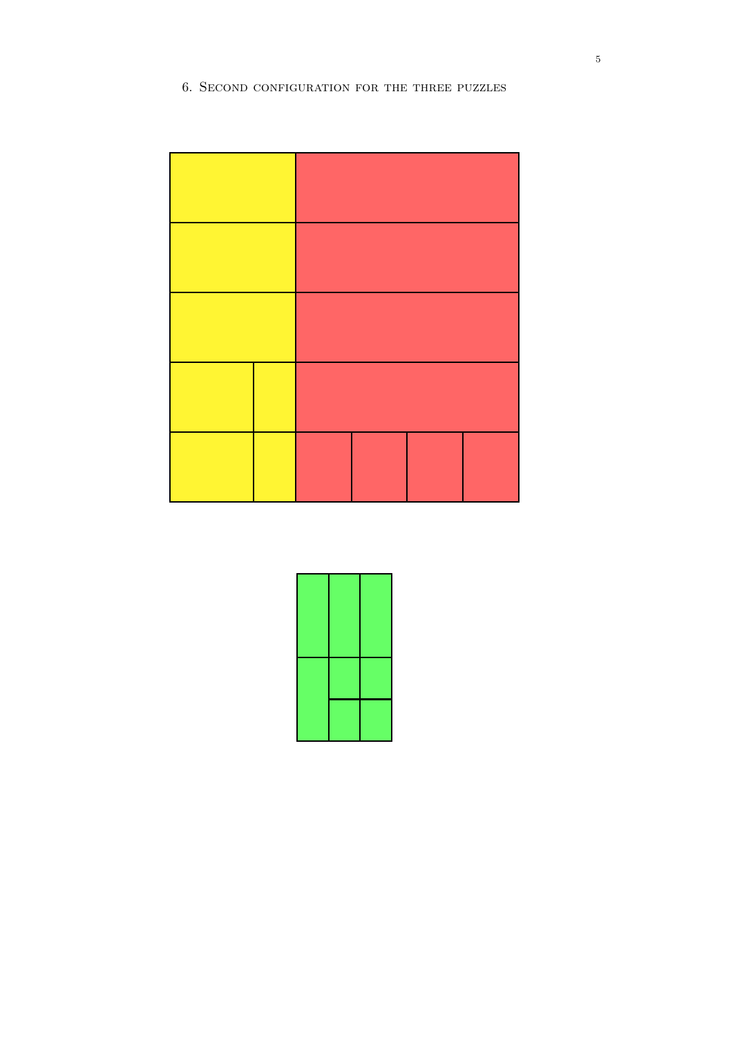## 6. Second configuration for the three puzzles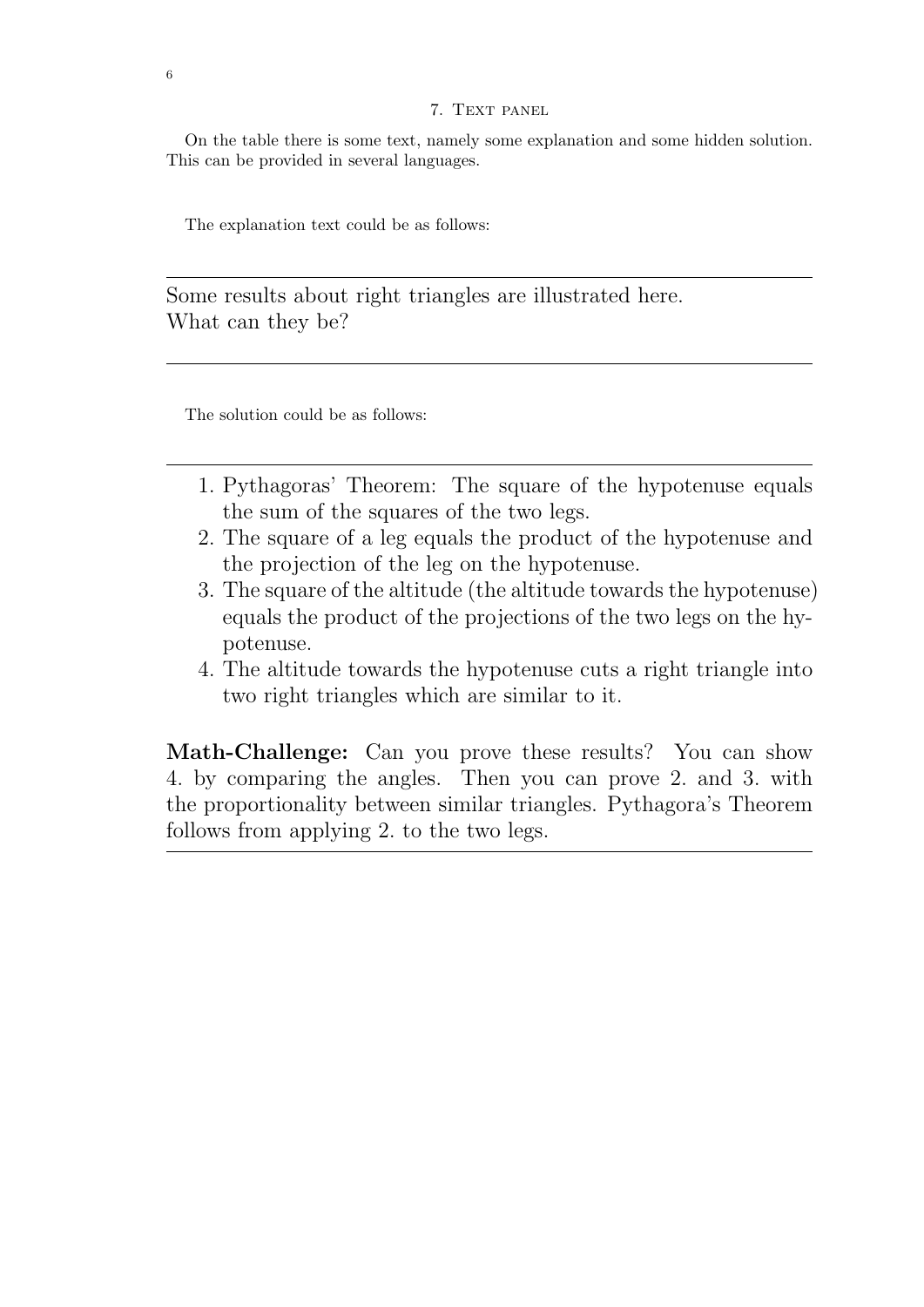## 7. Text panel

On the table there is some text, namely some explanation and some hidden solution. This can be provided in several languages.

The explanation text could be as follows:

---

Some results about right triangles are illustrated here.
What can they be?

---

The solution could be as follows:

---

1. Pythagoras' Theorem: The square of the hypotenuse equals the sum of the squares of the two legs.
2. The square of a leg equals the product of the hypotenuse and the projection of the leg on the hypotenuse.
3. The square of the altitude (the altitude towards the hypotenuse) equals the product of the projections of the two legs on the hypotenuse.
4. The altitude towards the hypotenuse cuts a right triangle into two right triangles which are similar to it.

**Math-Challenge:** Can you prove these results? You can show 4. by comparing the angles. Then you can prove 2. and 3. with the proportionality between similar triangles. Pythagora's Theorem follows from applying 2. to the two legs.

---